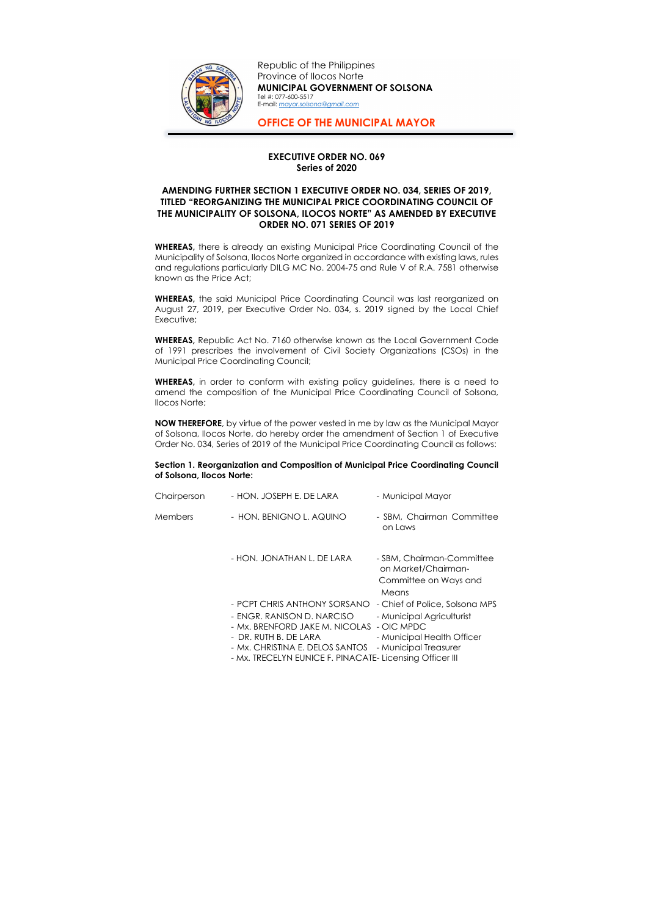Republic of the Philippines
Province of Ilocos Norte
**MUNICIPAL GOVERNMENT OF SOLSONA**
Tel #: 077-600-5517
E-mail: mayor.solsona@gmail.com

## OFFICE OF THE MUNICIPAL MAYOR

**EXECUTIVE ORDER NO. 069**
**Series of 2020**

**AMENDING FURTHER SECTION 1 EXECUTIVE ORDER NO. 034, SERIES OF 2019, TITLED "REORGANIZING THE MUNICIPAL PRICE COORDINATING COUNCIL OF THE MUNICIPALITY OF SOLSONA, ILOCOS NORTE" AS AMENDED BY EXECUTIVE ORDER NO. 071 SERIES OF 2019**

**WHEREAS,** there is already an existing Municipal Price Coordinating Council of the Municipality of Solsona, Ilocos Norte organized in accordance with existing laws, rules and regulations particularly DILG MC No. 2004-75 and Rule V of R.A. 7581 otherwise known as the Price Act;

**WHEREAS,** the said Municipal Price Coordinating Council was last reorganized on August 27, 2019, per Executive Order No. 034, s. 2019 signed by the Local Chief Executive;

**WHEREAS,** Republic Act No. 7160 otherwise known as the Local Government Code of 1991 prescribes the involvement of Civil Society Organizations (CSOs) in the Municipal Price Coordinating Council;

**WHEREAS,** in order to conform with existing policy guidelines, there is a need to amend the composition of the Municipal Price Coordinating Council of Solsona, Ilocos Norte;

**NOW THEREFORE**, by virtue of the power vested in me by law as the Municipal Mayor of Solsona, Ilocos Norte, do hereby order the amendment of Section 1 of Executive Order No. 034, Series of 2019 of the Municipal Price Coordinating Council as follows:

**Section 1. Reorganization and Composition of Municipal Price Coordinating Council of Solsona, Ilocos Norte:**

| | | |
|---|---|---|
| Chairperson | - HON. JOSEPH E. DE LARA | - Municipal Mayor |
| Members | - HON. BENIGNO L. AQUINO | - SBM, Chairman Committee on Laws |
| | - HON. JONATHAN L. DE LARA | - SBM, Chairman-Committee on Market/Chairman-Committee on Ways and Means |
| | - PCPT CHRIS ANTHONY SORSANO | - Chief of Police, Solsona MPS |
| | - ENGR. RANISON D. NARCISO | - Municipal Agriculturist |
| | - Mx. BRENFORD JAKE M. NICOLAS | - OIC MPDC |
| | - DR. RUTH B. DE LARA | - Municipal Health Officer |
| | - Mx. CHRISTINA E. DELOS SANTOS | - Municipal Treasurer |
| | - Mx. TRECELYN EUNICE F. PINACATE | - Licensing Officer III |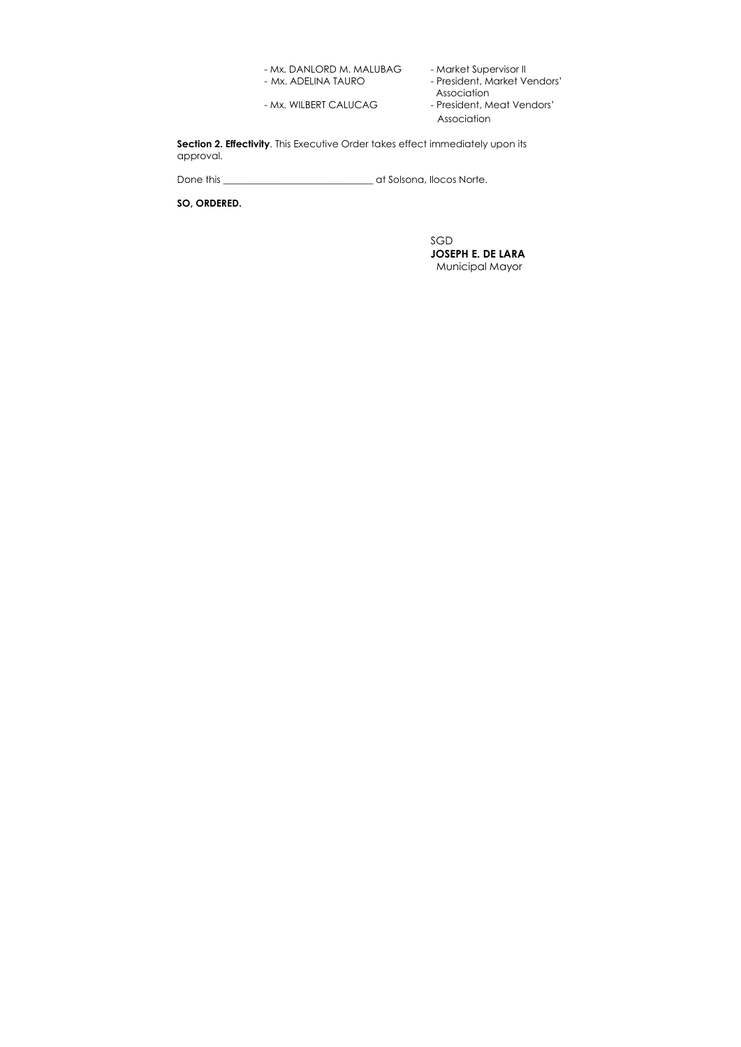- Mx. DANLORD M. MALUBAG - Market Supervisor II
- Mx. ADELINA TAURO - President, Market Vendors' Association
- Mx. WILBERT CALUCAG - President, Meat Vendors' Association

**Section 2. Effectivity**. This Executive Order takes effect immediately upon its approval.

Done this ______________________________ at Solsona, Ilocos Norte.

**SO, ORDERED.**

SGD
**JOSEPH E. DE LARA**
Municipal Mayor